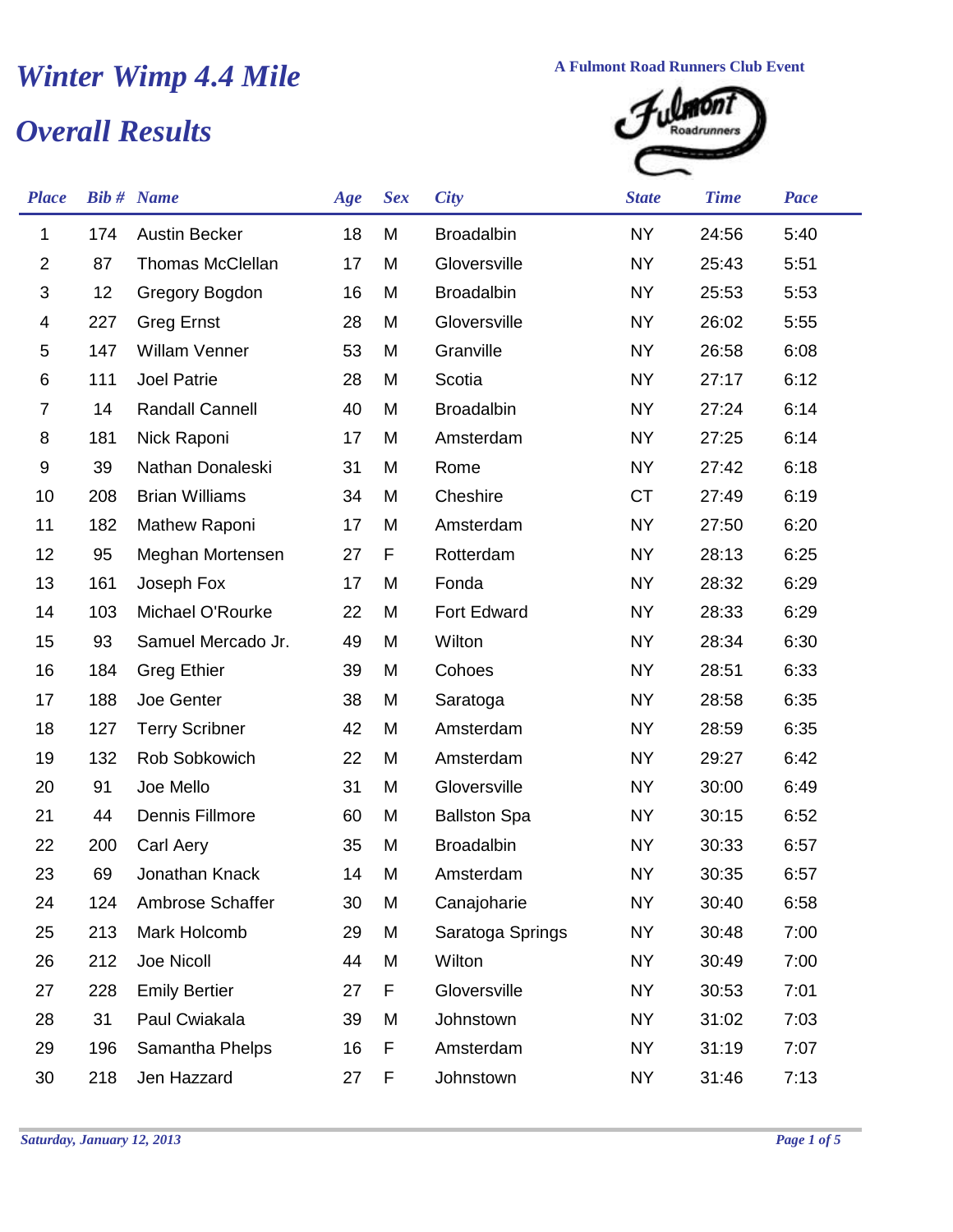# Winter Wimp 4.4 Mile

## Overall Results

A Fulmont Road Runners Club Event

| Place | Bib # | Name | Age | Sex | City | State | Time | Pace |
|---|---|---|---|---|---|---|---|---|
| 1 | 174 | Austin Becker | 18 | M | Broadalbin | NY | 24:56 | 5:40 |
| 2 | 87 | Thomas McClellan | 17 | M | Gloversville | NY | 25:43 | 5:51 |
| 3 | 12 | Gregory Bogdon | 16 | M | Broadalbin | NY | 25:53 | 5:53 |
| 4 | 227 | Greg Ernst | 28 | M | Gloversville | NY | 26:02 | 5:55 |
| 5 | 147 | Willam Venner | 53 | M | Granville | NY | 26:58 | 6:08 |
| 6 | 111 | Joel Patrie | 28 | M | Scotia | NY | 27:17 | 6:12 |
| 7 | 14 | Randall Cannell | 40 | M | Broadalbin | NY | 27:24 | 6:14 |
| 8 | 181 | Nick Raponi | 17 | M | Amsterdam | NY | 27:25 | 6:14 |
| 9 | 39 | Nathan Donaleski | 31 | M | Rome | NY | 27:42 | 6:18 |
| 10 | 208 | Brian Williams | 34 | M | Cheshire | CT | 27:49 | 6:19 |
| 11 | 182 | Mathew Raponi | 17 | M | Amsterdam | NY | 27:50 | 6:20 |
| 12 | 95 | Meghan Mortensen | 27 | F | Rotterdam | NY | 28:13 | 6:25 |
| 13 | 161 | Joseph Fox | 17 | M | Fonda | NY | 28:32 | 6:29 |
| 14 | 103 | Michael O'Rourke | 22 | M | Fort Edward | NY | 28:33 | 6:29 |
| 15 | 93 | Samuel Mercado Jr. | 49 | M | Wilton | NY | 28:34 | 6:30 |
| 16 | 184 | Greg Ethier | 39 | M | Cohoes | NY | 28:51 | 6:33 |
| 17 | 188 | Joe Genter | 38 | M | Saratoga | NY | 28:58 | 6:35 |
| 18 | 127 | Terry Scribner | 42 | M | Amsterdam | NY | 28:59 | 6:35 |
| 19 | 132 | Rob Sobkowich | 22 | M | Amsterdam | NY | 29:27 | 6:42 |
| 20 | 91 | Joe Mello | 31 | M | Gloversville | NY | 30:00 | 6:49 |
| 21 | 44 | Dennis Fillmore | 60 | M | Ballston Spa | NY | 30:15 | 6:52 |
| 22 | 200 | Carl Aery | 35 | M | Broadalbin | NY | 30:33 | 6:57 |
| 23 | 69 | Jonathan Knack | 14 | M | Amsterdam | NY | 30:35 | 6:57 |
| 24 | 124 | Ambrose Schaffer | 30 | M | Canajoharie | NY | 30:40 | 6:58 |
| 25 | 213 | Mark Holcomb | 29 | M | Saratoga Springs | NY | 30:48 | 7:00 |
| 26 | 212 | Joe Nicoll | 44 | M | Wilton | NY | 30:49 | 7:00 |
| 27 | 228 | Emily Bertier | 27 | F | Gloversville | NY | 30:53 | 7:01 |
| 28 | 31 | Paul Cwiakala | 39 | M | Johnstown | NY | 31:02 | 7:03 |
| 29 | 196 | Samantha Phelps | 16 | F | Amsterdam | NY | 31:19 | 7:07 |
| 30 | 218 | Jen Hazzard | 27 | F | Johnstown | NY | 31:46 | 7:13 |

*Saturday, January 12, 2013*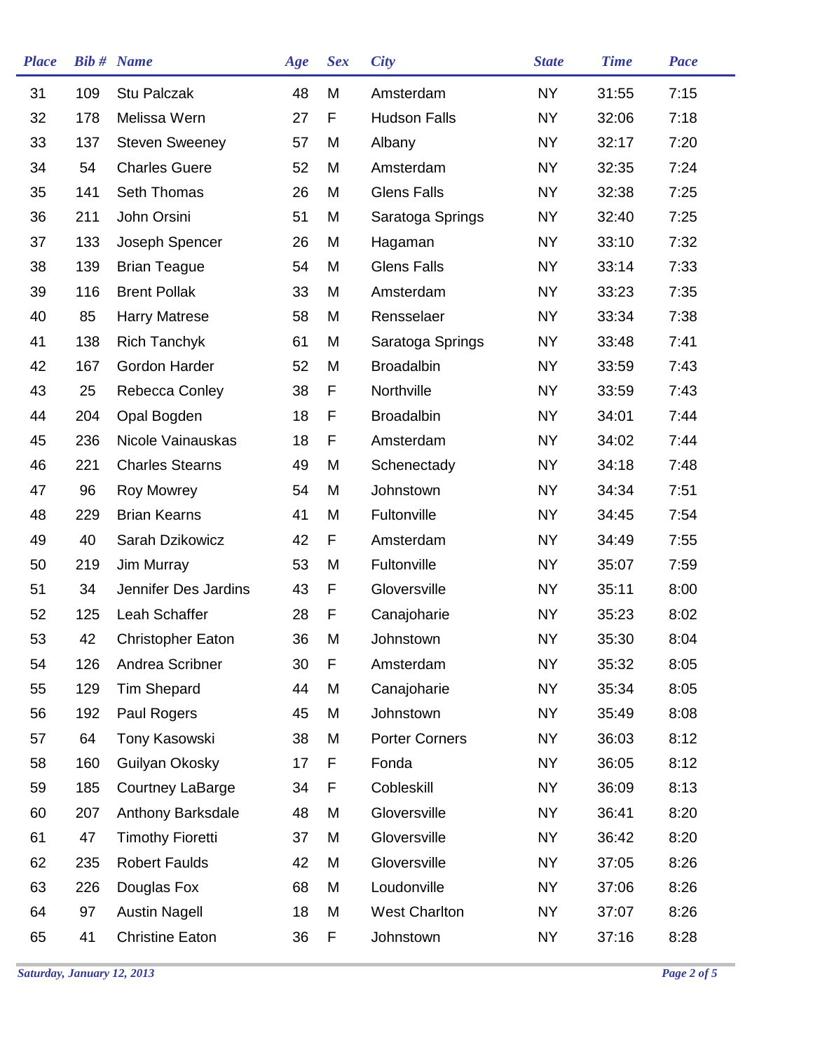| Place | Bib # | Name | Age | Sex | City | State | Time | Pace |
|---|---|---|---|---|---|---|---|---|
| 31 | 109 | Stu Palczak | 48 | M | Amsterdam | NY | 31:55 | 7:15 |
| 32 | 178 | Melissa Wern | 27 | F | Hudson Falls | NY | 32:06 | 7:18 |
| 33 | 137 | Steven Sweeney | 57 | M | Albany | NY | 32:17 | 7:20 |
| 34 | 54 | Charles Guere | 52 | M | Amsterdam | NY | 32:35 | 7:24 |
| 35 | 141 | Seth Thomas | 26 | M | Glens Falls | NY | 32:38 | 7:25 |
| 36 | 211 | John Orsini | 51 | M | Saratoga Springs | NY | 32:40 | 7:25 |
| 37 | 133 | Joseph Spencer | 26 | M | Hagaman | NY | 33:10 | 7:32 |
| 38 | 139 | Brian Teague | 54 | M | Glens Falls | NY | 33:14 | 7:33 |
| 39 | 116 | Brent Pollak | 33 | M | Amsterdam | NY | 33:23 | 7:35 |
| 40 | 85 | Harry Matrese | 58 | M | Rensselaer | NY | 33:34 | 7:38 |
| 41 | 138 | Rich Tanchyk | 61 | M | Saratoga Springs | NY | 33:48 | 7:41 |
| 42 | 167 | Gordon Harder | 52 | M | Broadalbin | NY | 33:59 | 7:43 |
| 43 | 25 | Rebecca Conley | 38 | F | Northville | NY | 33:59 | 7:43 |
| 44 | 204 | Opal Bogden | 18 | F | Broadalbin | NY | 34:01 | 7:44 |
| 45 | 236 | Nicole Vainauskas | 18 | F | Amsterdam | NY | 34:02 | 7:44 |
| 46 | 221 | Charles Stearns | 49 | M | Schenectady | NY | 34:18 | 7:48 |
| 47 | 96 | Roy Mowrey | 54 | M | Johnstown | NY | 34:34 | 7:51 |
| 48 | 229 | Brian Kearns | 41 | M | Fultonville | NY | 34:45 | 7:54 |
| 49 | 40 | Sarah Dzikowicz | 42 | F | Amsterdam | NY | 34:49 | 7:55 |
| 50 | 219 | Jim Murray | 53 | M | Fultonville | NY | 35:07 | 7:59 |
| 51 | 34 | Jennifer Des Jardins | 43 | F | Gloversville | NY | 35:11 | 8:00 |
| 52 | 125 | Leah Schaffer | 28 | F | Canajoharie | NY | 35:23 | 8:02 |
| 53 | 42 | Christopher Eaton | 36 | M | Johnstown | NY | 35:30 | 8:04 |
| 54 | 126 | Andrea Scribner | 30 | F | Amsterdam | NY | 35:32 | 8:05 |
| 55 | 129 | Tim Shepard | 44 | M | Canajoharie | NY | 35:34 | 8:05 |
| 56 | 192 | Paul Rogers | 45 | M | Johnstown | NY | 35:49 | 8:08 |
| 57 | 64 | Tony Kasowski | 38 | M | Porter Corners | NY | 36:03 | 8:12 |
| 58 | 160 | Guilyan Okosky | 17 | F | Fonda | NY | 36:05 | 8:12 |
| 59 | 185 | Courtney LaBarge | 34 | F | Cobleskill | NY | 36:09 | 8:13 |
| 60 | 207 | Anthony Barksdale | 48 | M | Gloversville | NY | 36:41 | 8:20 |
| 61 | 47 | Timothy Fioretti | 37 | M | Gloversville | NY | 36:42 | 8:20 |
| 62 | 235 | Robert Faulds | 42 | M | Gloversville | NY | 37:05 | 8:26 |
| 63 | 226 | Douglas Fox | 68 | M | Loudonville | NY | 37:06 | 8:26 |
| 64 | 97 | Austin Nagell | 18 | M | West Charlton | NY | 37:07 | 8:26 |
| 65 | 41 | Christine Eaton | 36 | F | Johnstown | NY | 37:16 | 8:28 |

*Saturday, January 12, 2013*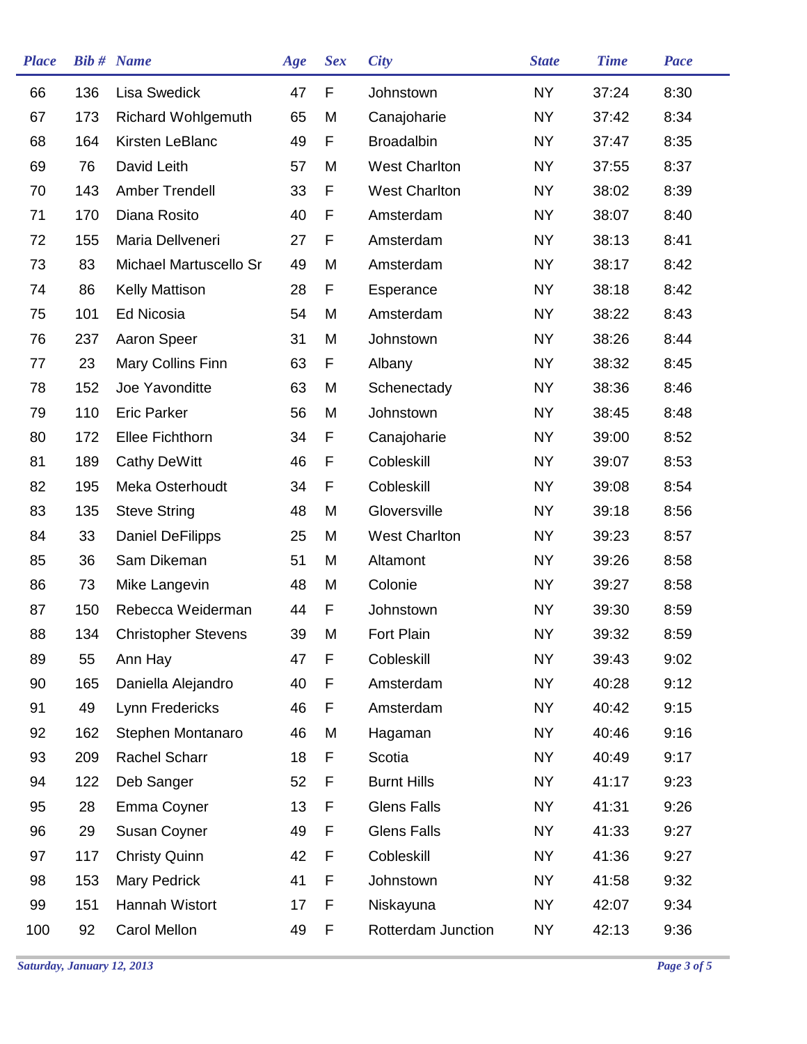| Place | Bib # | Name | Age | Sex | City | State | Time | Pace |
|---|---|---|---|---|---|---|---|---|
| 66 | 136 | Lisa Swedick | 47 | F | Johnstown | NY | 37:24 | 8:30 |
| 67 | 173 | Richard Wohlgemuth | 65 | M | Canajoharie | NY | 37:42 | 8:34 |
| 68 | 164 | Kirsten LeBlanc | 49 | F | Broadalbin | NY | 37:47 | 8:35 |
| 69 | 76 | David Leith | 57 | M | West Charlton | NY | 37:55 | 8:37 |
| 70 | 143 | Amber Trendell | 33 | F | West Charlton | NY | 38:02 | 8:39 |
| 71 | 170 | Diana Rosito | 40 | F | Amsterdam | NY | 38:07 | 8:40 |
| 72 | 155 | Maria Dellveneri | 27 | F | Amsterdam | NY | 38:13 | 8:41 |
| 73 | 83 | Michael Martuscello Sr | 49 | M | Amsterdam | NY | 38:17 | 8:42 |
| 74 | 86 | Kelly Mattison | 28 | F | Esperance | NY | 38:18 | 8:42 |
| 75 | 101 | Ed Nicosia | 54 | M | Amsterdam | NY | 38:22 | 8:43 |
| 76 | 237 | Aaron Speer | 31 | M | Johnstown | NY | 38:26 | 8:44 |
| 77 | 23 | Mary Collins Finn | 63 | F | Albany | NY | 38:32 | 8:45 |
| 78 | 152 | Joe Yavonditte | 63 | M | Schenectady | NY | 38:36 | 8:46 |
| 79 | 110 | Eric Parker | 56 | M | Johnstown | NY | 38:45 | 8:48 |
| 80 | 172 | Ellee Fichthorn | 34 | F | Canajoharie | NY | 39:00 | 8:52 |
| 81 | 189 | Cathy DeWitt | 46 | F | Cobleskill | NY | 39:07 | 8:53 |
| 82 | 195 | Meka Osterhoudt | 34 | F | Cobleskill | NY | 39:08 | 8:54 |
| 83 | 135 | Steve String | 48 | M | Gloversville | NY | 39:18 | 8:56 |
| 84 | 33 | Daniel DeFilipps | 25 | M | West Charlton | NY | 39:23 | 8:57 |
| 85 | 36 | Sam Dikeman | 51 | M | Altamont | NY | 39:26 | 8:58 |
| 86 | 73 | Mike Langevin | 48 | M | Colonie | NY | 39:27 | 8:58 |
| 87 | 150 | Rebecca Weiderman | 44 | F | Johnstown | NY | 39:30 | 8:59 |
| 88 | 134 | Christopher Stevens | 39 | M | Fort Plain | NY | 39:32 | 8:59 |
| 89 | 55 | Ann Hay | 47 | F | Cobleskill | NY | 39:43 | 9:02 |
| 90 | 165 | Daniella Alejandro | 40 | F | Amsterdam | NY | 40:28 | 9:12 |
| 91 | 49 | Lynn Fredericks | 46 | F | Amsterdam | NY | 40:42 | 9:15 |
| 92 | 162 | Stephen Montanaro | 46 | M | Hagaman | NY | 40:46 | 9:16 |
| 93 | 209 | Rachel Scharr | 18 | F | Scotia | NY | 40:49 | 9:17 |
| 94 | 122 | Deb Sanger | 52 | F | Burnt Hills | NY | 41:17 | 9:23 |
| 95 | 28 | Emma Coyner | 13 | F | Glens Falls | NY | 41:31 | 9:26 |
| 96 | 29 | Susan Coyner | 49 | F | Glens Falls | NY | 41:33 | 9:27 |
| 97 | 117 | Christy Quinn | 42 | F | Cobleskill | NY | 41:36 | 9:27 |
| 98 | 153 | Mary Pedrick | 41 | F | Johnstown | NY | 41:58 | 9:32 |
| 99 | 151 | Hannah Wistort | 17 | F | Niskayuna | NY | 42:07 | 9:34 |
| 100 | 92 | Carol Mellon | 49 | F | Rotterdam Junction | NY | 42:13 | 9:36 |

*Saturday, January 12, 2013*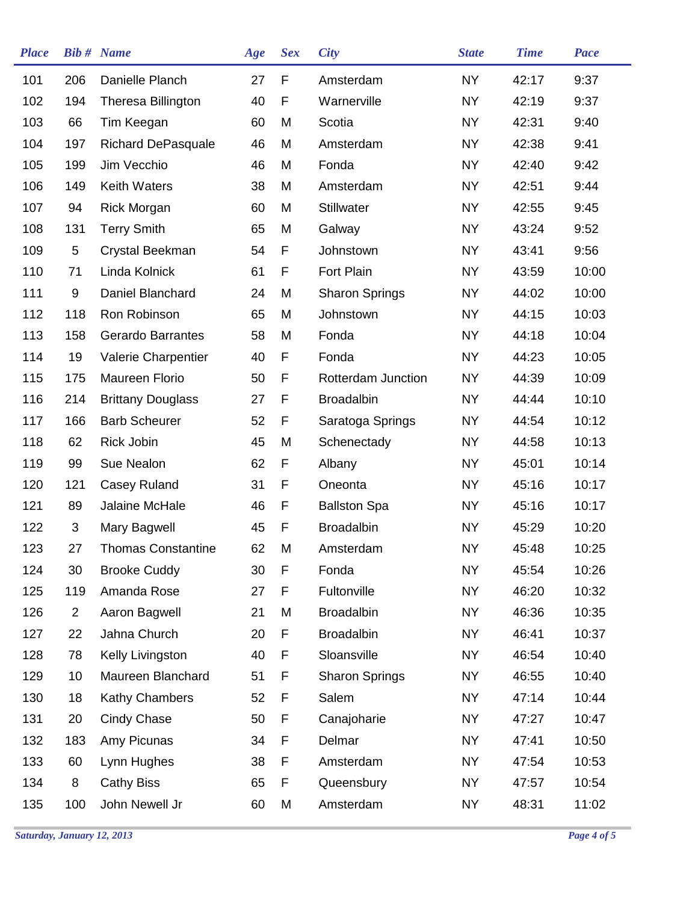| Place | Bib # | Name | Age | Sex | City | State | Time | Pace |
| --- | --- | --- | --- | --- | --- | --- | --- | --- |
| 101 | 206 | Danielle Planch | 27 | F | Amsterdam | NY | 42:17 | 9:37 |
| 102 | 194 | Theresa Billington | 40 | F | Warnerville | NY | 42:19 | 9:37 |
| 103 | 66 | Tim Keegan | 60 | M | Scotia | NY | 42:31 | 9:40 |
| 104 | 197 | Richard DePasquale | 46 | M | Amsterdam | NY | 42:38 | 9:41 |
| 105 | 199 | Jim Vecchio | 46 | M | Fonda | NY | 42:40 | 9:42 |
| 106 | 149 | Keith Waters | 38 | M | Amsterdam | NY | 42:51 | 9:44 |
| 107 | 94 | Rick Morgan | 60 | M | Stillwater | NY | 42:55 | 9:45 |
| 108 | 131 | Terry Smith | 65 | M | Galway | NY | 43:24 | 9:52 |
| 109 | 5 | Crystal Beekman | 54 | F | Johnstown | NY | 43:41 | 9:56 |
| 110 | 71 | Linda Kolnick | 61 | F | Fort Plain | NY | 43:59 | 10:00 |
| 111 | 9 | Daniel Blanchard | 24 | M | Sharon Springs | NY | 44:02 | 10:00 |
| 112 | 118 | Ron Robinson | 65 | M | Johnstown | NY | 44:15 | 10:03 |
| 113 | 158 | Gerardo Barrantes | 58 | M | Fonda | NY | 44:18 | 10:04 |
| 114 | 19 | Valerie Charpentier | 40 | F | Fonda | NY | 44:23 | 10:05 |
| 115 | 175 | Maureen Florio | 50 | F | Rotterdam Junction | NY | 44:39 | 10:09 |
| 116 | 214 | Brittany Douglass | 27 | F | Broadalbin | NY | 44:44 | 10:10 |
| 117 | 166 | Barb Scheurer | 52 | F | Saratoga Springs | NY | 44:54 | 10:12 |
| 118 | 62 | Rick Jobin | 45 | M | Schenectady | NY | 44:58 | 10:13 |
| 119 | 99 | Sue Nealon | 62 | F | Albany | NY | 45:01 | 10:14 |
| 120 | 121 | Casey Ruland | 31 | F | Oneonta | NY | 45:16 | 10:17 |
| 121 | 89 | Jalaine McHale | 46 | F | Ballston Spa | NY | 45:16 | 10:17 |
| 122 | 3 | Mary Bagwell | 45 | F | Broadalbin | NY | 45:29 | 10:20 |
| 123 | 27 | Thomas Constantine | 62 | M | Amsterdam | NY | 45:48 | 10:25 |
| 124 | 30 | Brooke Cuddy | 30 | F | Fonda | NY | 45:54 | 10:26 |
| 125 | 119 | Amanda Rose | 27 | F | Fultonville | NY | 46:20 | 10:32 |
| 126 | 2 | Aaron Bagwell | 21 | M | Broadalbin | NY | 46:36 | 10:35 |
| 127 | 22 | Jahna Church | 20 | F | Broadalbin | NY | 46:41 | 10:37 |
| 128 | 78 | Kelly Livingston | 40 | F | Sloansville | NY | 46:54 | 10:40 |
| 129 | 10 | Maureen Blanchard | 51 | F | Sharon Springs | NY | 46:55 | 10:40 |
| 130 | 18 | Kathy Chambers | 52 | F | Salem | NY | 47:14 | 10:44 |
| 131 | 20 | Cindy Chase | 50 | F | Canajoharie | NY | 47:27 | 10:47 |
| 132 | 183 | Amy Picunas | 34 | F | Delmar | NY | 47:41 | 10:50 |
| 133 | 60 | Lynn Hughes | 38 | F | Amsterdam | NY | 47:54 | 10:53 |
| 134 | 8 | Cathy Biss | 65 | F | Queensbury | NY | 47:57 | 10:54 |
| 135 | 100 | John Newell Jr | 60 | M | Amsterdam | NY | 48:31 | 11:02 |

*Saturday, January 12, 2013*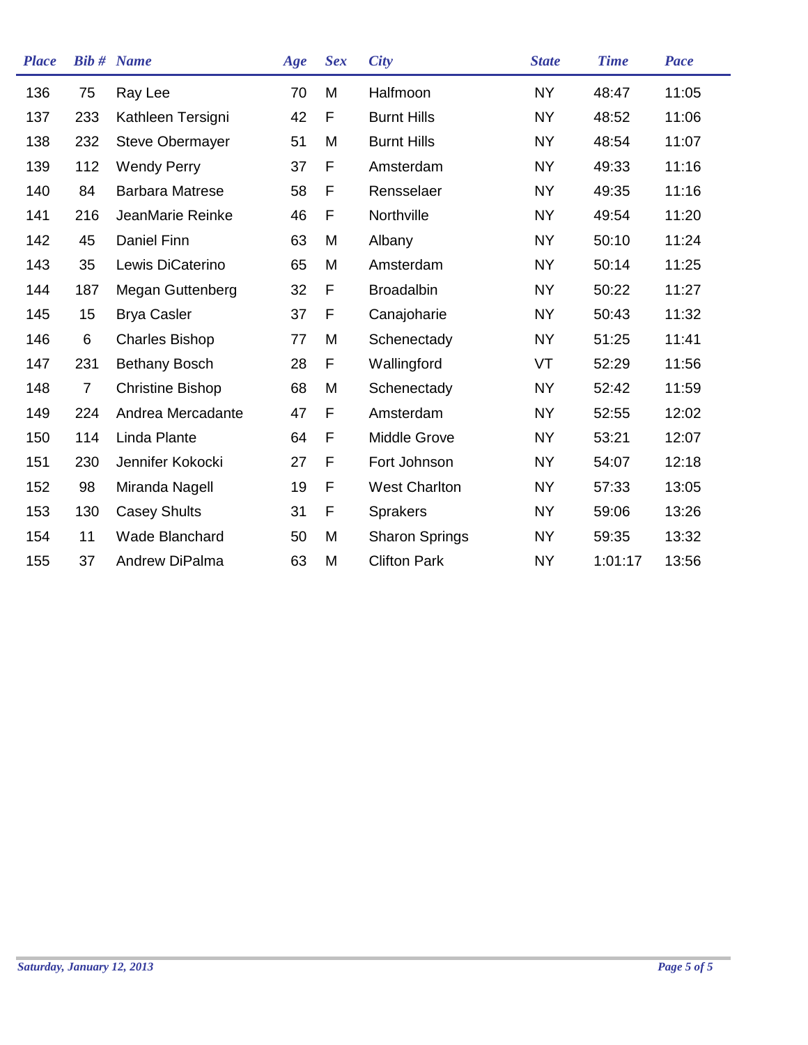| Place | Bib # | Name | Age | Sex | City | State | Time | Pace |
|---|---|---|---|---|---|---|---|---|
| 136 | 75 | Ray Lee | 70 | M | Halfmoon | NY | 48:47 | 11:05 |
| 137 | 233 | Kathleen Tersigni | 42 | F | Burnt Hills | NY | 48:52 | 11:06 |
| 138 | 232 | Steve Obermayer | 51 | M | Burnt Hills | NY | 48:54 | 11:07 |
| 139 | 112 | Wendy Perry | 37 | F | Amsterdam | NY | 49:33 | 11:16 |
| 140 | 84 | Barbara Matrese | 58 | F | Rensselaer | NY | 49:35 | 11:16 |
| 141 | 216 | JeanMarie Reinke | 46 | F | Northville | NY | 49:54 | 11:20 |
| 142 | 45 | Daniel Finn | 63 | M | Albany | NY | 50:10 | 11:24 |
| 143 | 35 | Lewis DiCaterino | 65 | M | Amsterdam | NY | 50:14 | 11:25 |
| 144 | 187 | Megan Guttenberg | 32 | F | Broadalbin | NY | 50:22 | 11:27 |
| 145 | 15 | Brya Casler | 37 | F | Canajoharie | NY | 50:43 | 11:32 |
| 146 | 6 | Charles Bishop | 77 | M | Schenectady | NY | 51:25 | 11:41 |
| 147 | 231 | Bethany Bosch | 28 | F | Wallingford | VT | 52:29 | 11:56 |
| 148 | 7 | Christine Bishop | 68 | M | Schenectady | NY | 52:42 | 11:59 |
| 149 | 224 | Andrea Mercadante | 47 | F | Amsterdam | NY | 52:55 | 12:02 |
| 150 | 114 | Linda Plante | 64 | F | Middle Grove | NY | 53:21 | 12:07 |
| 151 | 230 | Jennifer Kokocki | 27 | F | Fort Johnson | NY | 54:07 | 12:18 |
| 152 | 98 | Miranda Nagell | 19 | F | West Charlton | NY | 57:33 | 13:05 |
| 153 | 130 | Casey Shults | 31 | F | Sprakers | NY | 59:06 | 13:26 |
| 154 | 11 | Wade Blanchard | 50 | M | Sharon Springs | NY | 59:35 | 13:32 |
| 155 | 37 | Andrew DiPalma | 63 | M | Clifton Park | NY | 1:01:17 | 13:56 |